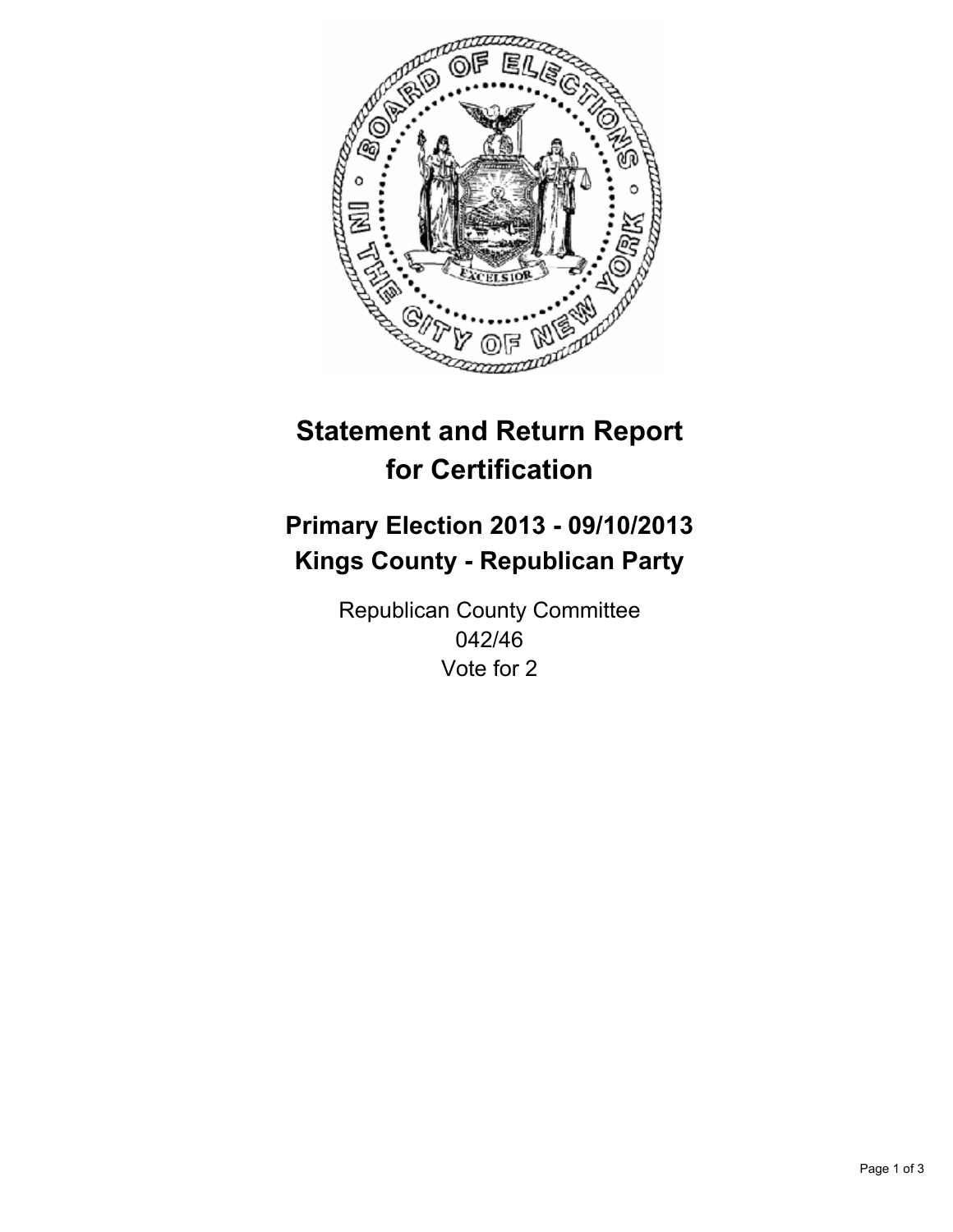# Statement and Return Report for Certification

## Primary Election 2013 - 09/10/2013
## Kings County - Republican Party

Republican County Committee
042/46
Vote for 2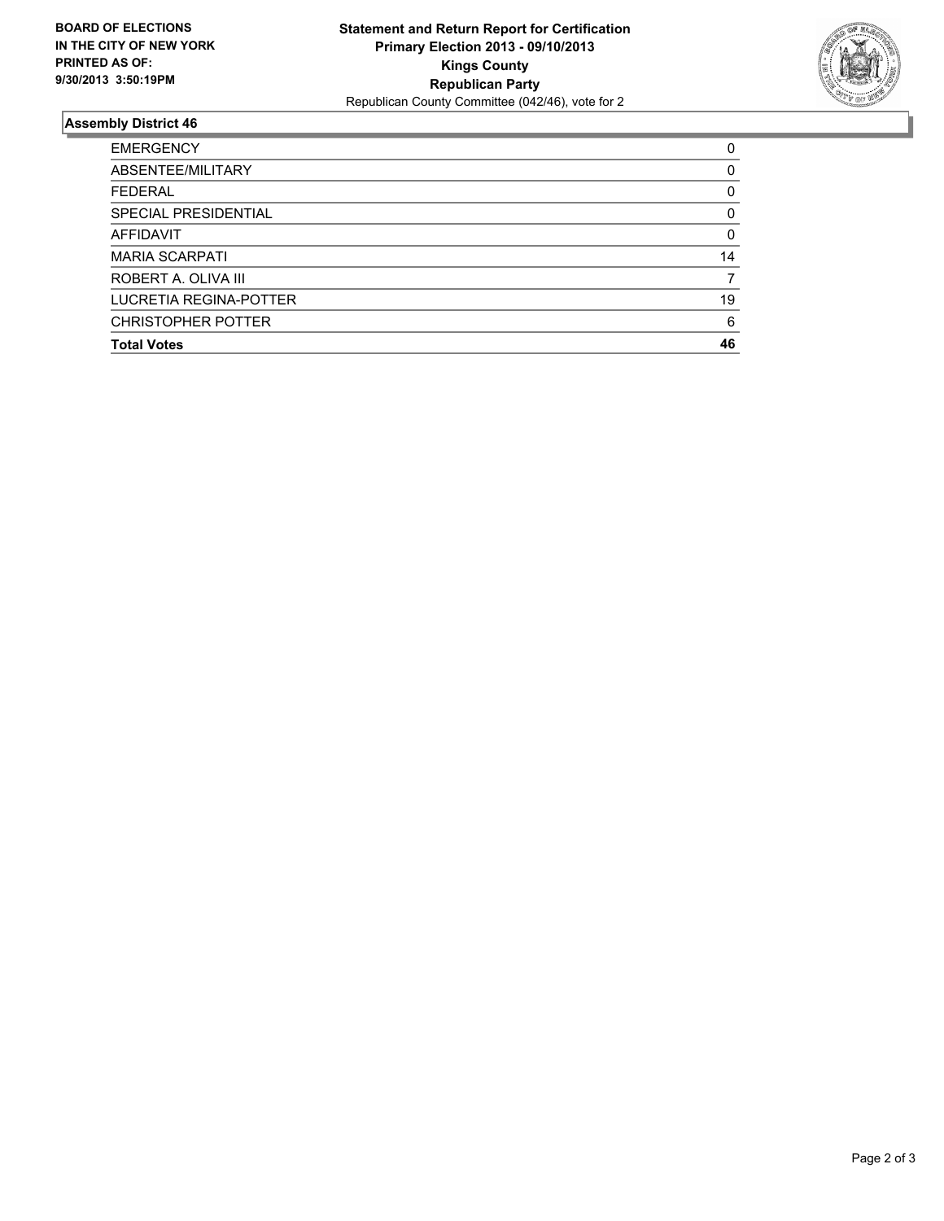**BOARD OF ELECTIONS**
**IN THE CITY OF NEW YORK**
**PRINTED AS OF:**
**9/30/2013 3:50:19PM**

**Statement and Return Report for Certification**
**Primary Election 2013 - 09/10/2013**
**Kings County**
**Republican Party**
Republican County Committee (042/46), vote for 2

## Assembly District 46

| | |
|---|---|
| EMERGENCY | 0 |
| ABSENTEE/MILITARY | 0 |
| FEDERAL | 0 |
| SPECIAL PRESIDENTIAL | 0 |
| AFFIDAVIT | 0 |
| MARIA SCARPATI | 14 |
| ROBERT A. OLIVA III | 7 |
| LUCRETIA REGINA-POTTER | 19 |
| CHRISTOPHER POTTER | 6 |
| **Total Votes** | **46** |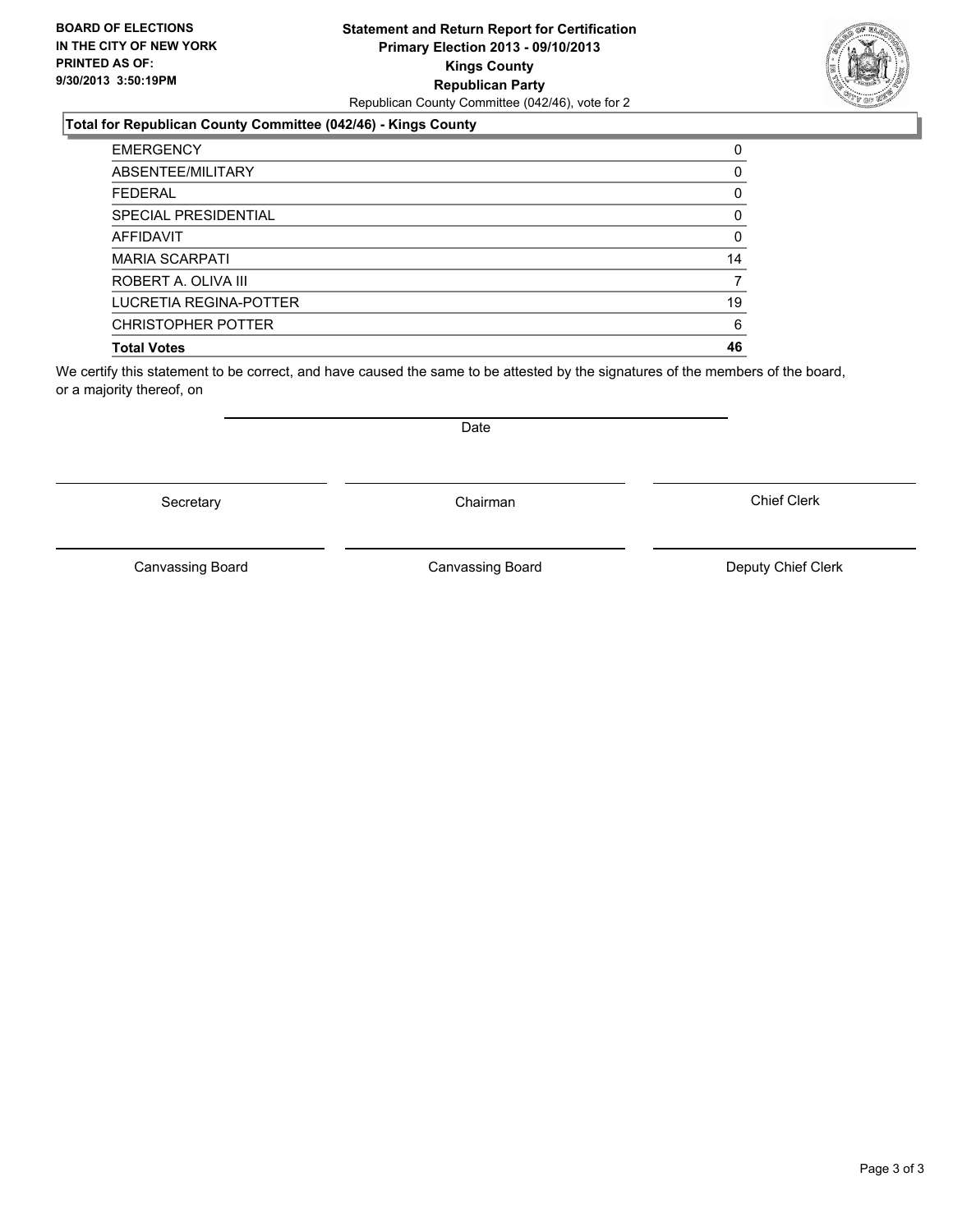**BOARD OF ELECTIONS IN THE CITY OF NEW YORK PRINTED AS OF: 9/30/2013 3:50:19PM**

**Statement and Return Report for Certification**
**Primary Election 2013 - 09/10/2013**
**Kings County**
**Republican Party**
Republican County Committee (042/46), vote for 2

### Total for Republican County Committee (042/46) - Kings County

| | |
|---|---|
| EMERGENCY | 0 |
| ABSENTEE/MILITARY | 0 |
| FEDERAL | 0 |
| SPECIAL PRESIDENTIAL | 0 |
| AFFIDAVIT | 0 |
| MARIA SCARPATI | 14 |
| ROBERT A. OLIVA III | 7 |
| LUCRETIA REGINA-POTTER | 19 |
| CHRISTOPHER POTTER | 6 |
| **Total Votes** | **46** |

We certify this statement to be correct, and have caused the same to be attested by the signatures of the members of the board, or a majority thereof, on

Date

Secretary

Chairman

Chief Clerk

Canvassing Board

Canvassing Board

Deputy Chief Clerk